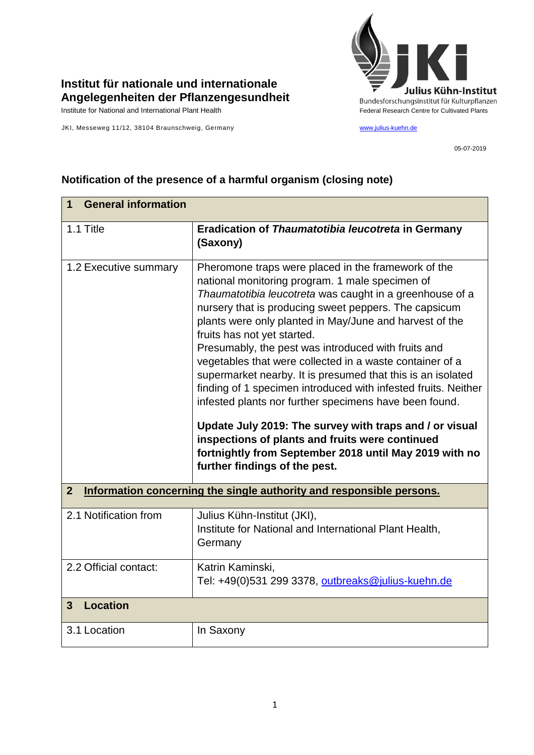**Institut für nationale und internationale Angelegenheiten der Pflanzengesundheit**

Institute for National and International Plant Health

JKI, Messeweg 11/12, 38104 Braunschweig, Germany

Julius Kühn-Institut
Bundesforschungsinstitut für Kulturpflanzen
Federal Research Centre for Cultivated Plants

www.julius-kuehn.de

05-07-2019

## Notification of the presence of a harmful organism (closing note)

| **1 General information** | |
|---|---|
| 1.1 Title | **Eradication of *Thaumatotibia leucotreta* in Germany (Saxony)** |
| 1.2 Executive summary | Pheromone traps were placed in the framework of the national monitoring program. 1 male specimen of *Thaumatotibia leucotreta* was caught in a greenhouse of a nursery that is producing sweet peppers. The capsicum plants were only planted in May/June and harvest of the fruits has not yet started.<br>Presumably, the pest was introduced with fruits and vegetables that were collected in a waste container of a supermarket nearby. It is presumed that this is an isolated finding of 1 specimen introduced with infested fruits. Neither infested plants nor further specimens have been found.<br><br>**Update July 2019: The survey with traps and / or visual inspections of plants and fruits were continued fortnightly from September 2018 until May 2019 with no further findings of the pest.** |
| **2 Information concerning the single authority and responsible persons.** | |
| 2.1 Notification from | Julius Kühn-Institut (JKI),<br>Institute for National and International Plant Health, Germany |
| 2.2 Official contact: | Katrin Kaminski,<br>Tel: +49(0)531 299 3378, outbreaks@julius-kuehn.de |
| **3 Location** | |
| 3.1 Location | In Saxony |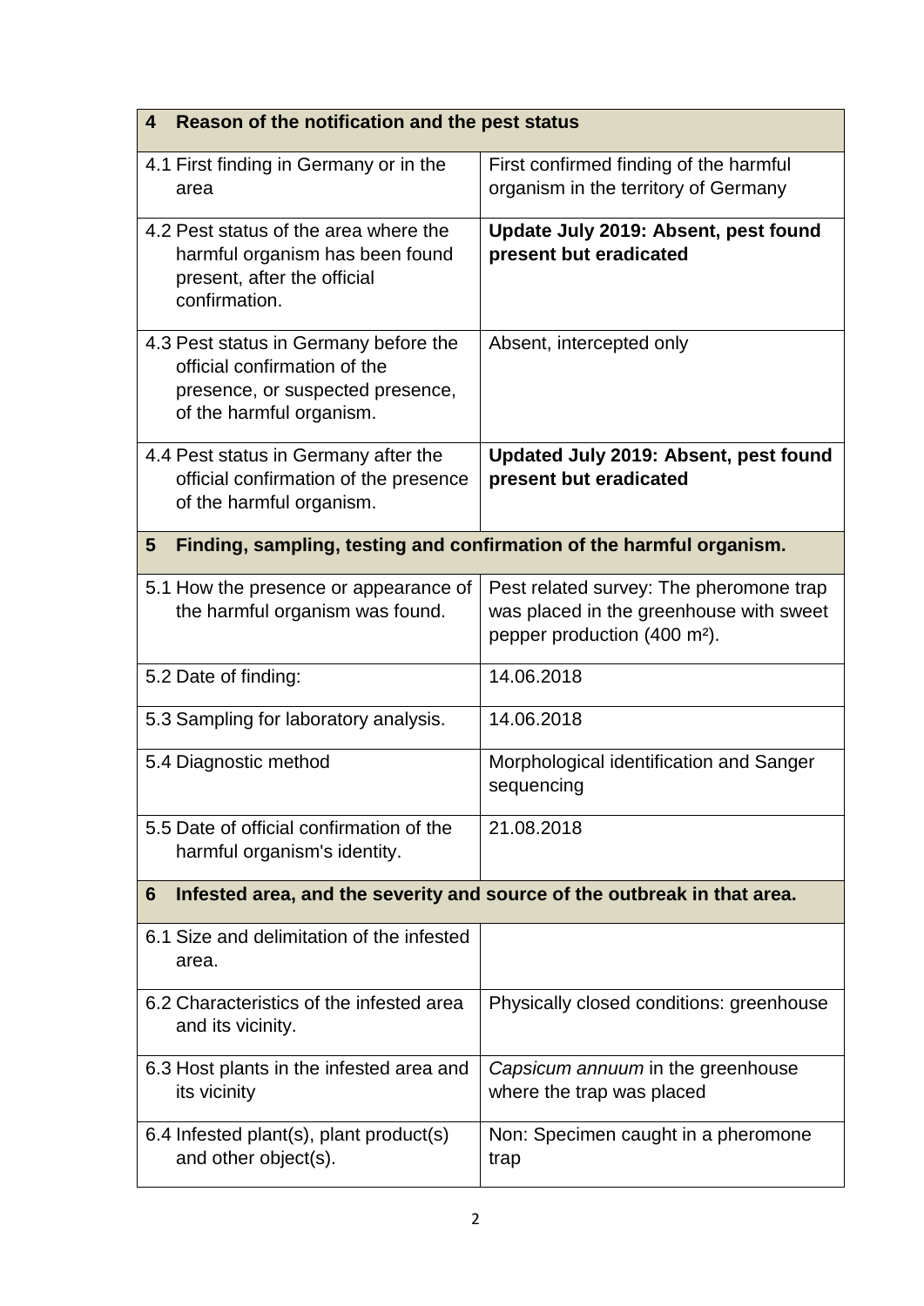| 4 Reason of the notification and the pest status | |
|---|---|
| 4.1 First finding in Germany or in the area | First confirmed finding of the harmful organism in the territory of Germany |
| 4.2 Pest status of the area where the harmful organism has been found present, after the official confirmation. | **Update July 2019: Absent, pest found present but eradicated** |
| 4.3 Pest status in Germany before the official confirmation of the presence, or suspected presence, of the harmful organism. | Absent, intercepted only |
| 4.4 Pest status in Germany after the official confirmation of the presence of the harmful organism. | **Updated July 2019: Absent, pest found present but eradicated** |
| **5 Finding, sampling, testing and confirmation of the harmful organism.** | |
| 5.1 How the presence or appearance of the harmful organism was found. | Pest related survey: The pheromone trap was placed in the greenhouse with sweet pepper production (400 m²). |
| 5.2 Date of finding: | 14.06.2018 |
| 5.3 Sampling for laboratory analysis. | 14.06.2018 |
| 5.4 Diagnostic method | Morphological identification and Sanger sequencing |
| 5.5 Date of official confirmation of the harmful organism's identity. | 21.08.2018 |
| **6 Infested area, and the severity and source of the outbreak in that area.** | |
| 6.1 Size and delimitation of the infested area. | |
| 6.2 Characteristics of the infested area and its vicinity. | Physically closed conditions: greenhouse |
| 6.3 Host plants in the infested area and its vicinity | *Capsicum annuum* in the greenhouse where the trap was placed |
| 6.4 Infested plant(s), plant product(s) and other object(s). | Non: Specimen caught in a pheromone trap |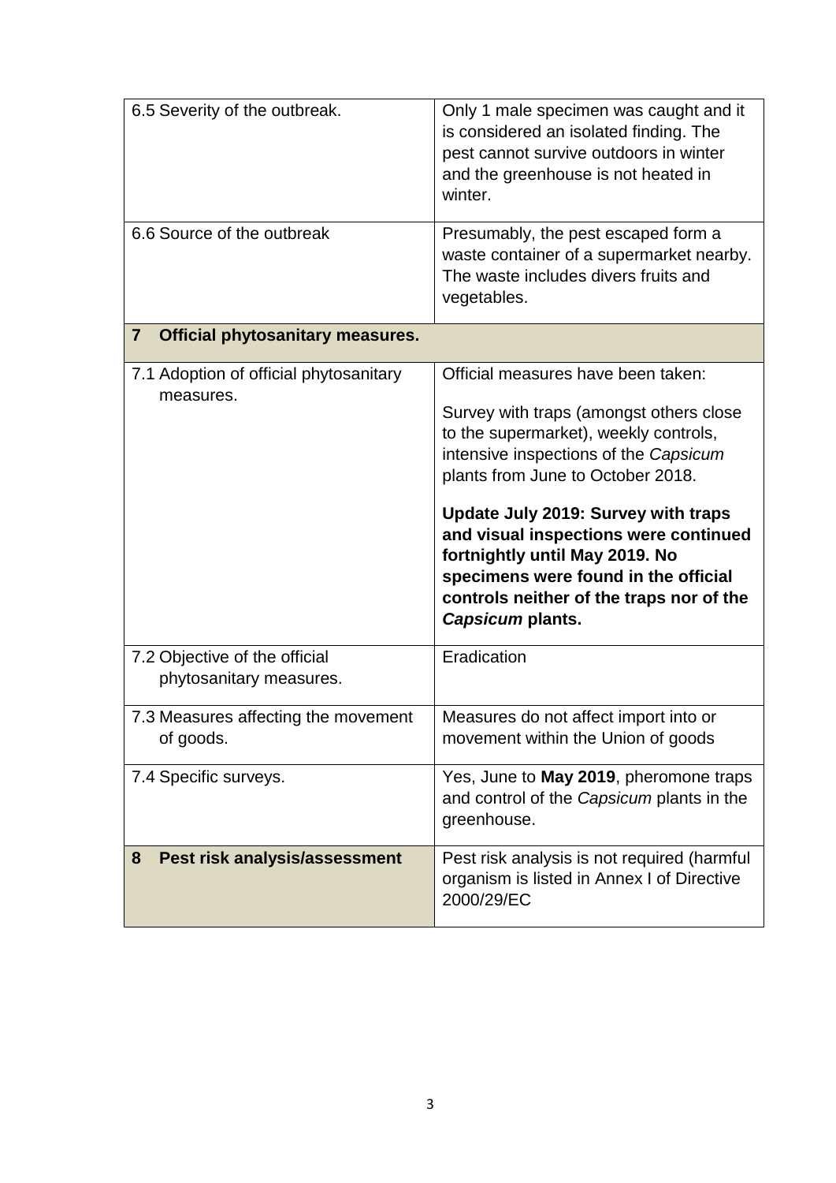| | |
|---|---|
| 6.5 Severity of the outbreak. | Only 1 male specimen was caught and it is considered an isolated finding. The pest cannot survive outdoors in winter and the greenhouse is not heated in winter. |
| 6.6 Source of the outbreak | Presumably, the pest escaped form a waste container of a supermarket nearby. The waste includes divers fruits and vegetables. |
| **7 Official phytosanitary measures.** | |
| 7.1 Adoption of official phytosanitary measures. | Official measures have been taken:<br><br>Survey with traps (amongst others close to the supermarket), weekly controls, intensive inspections of the *Capsicum* plants from June to October 2018.<br><br>**Update July 2019: Survey with traps and visual inspections were continued fortnightly until May 2019. No specimens were found in the official controls neither of the traps nor of the *Capsicum* plants.** |
| 7.2 Objective of the official phytosanitary measures. | Eradication |
| 7.3 Measures affecting the movement of goods. | Measures do not affect import into or movement within the Union of goods |
| 7.4 Specific surveys. | Yes, June to **May 2019**, pheromone traps and control of the *Capsicum* plants in the greenhouse. |
| **8 Pest risk analysis/assessment** | Pest risk analysis is not required (harmful organism is listed in Annex I of Directive 2000/29/EC |